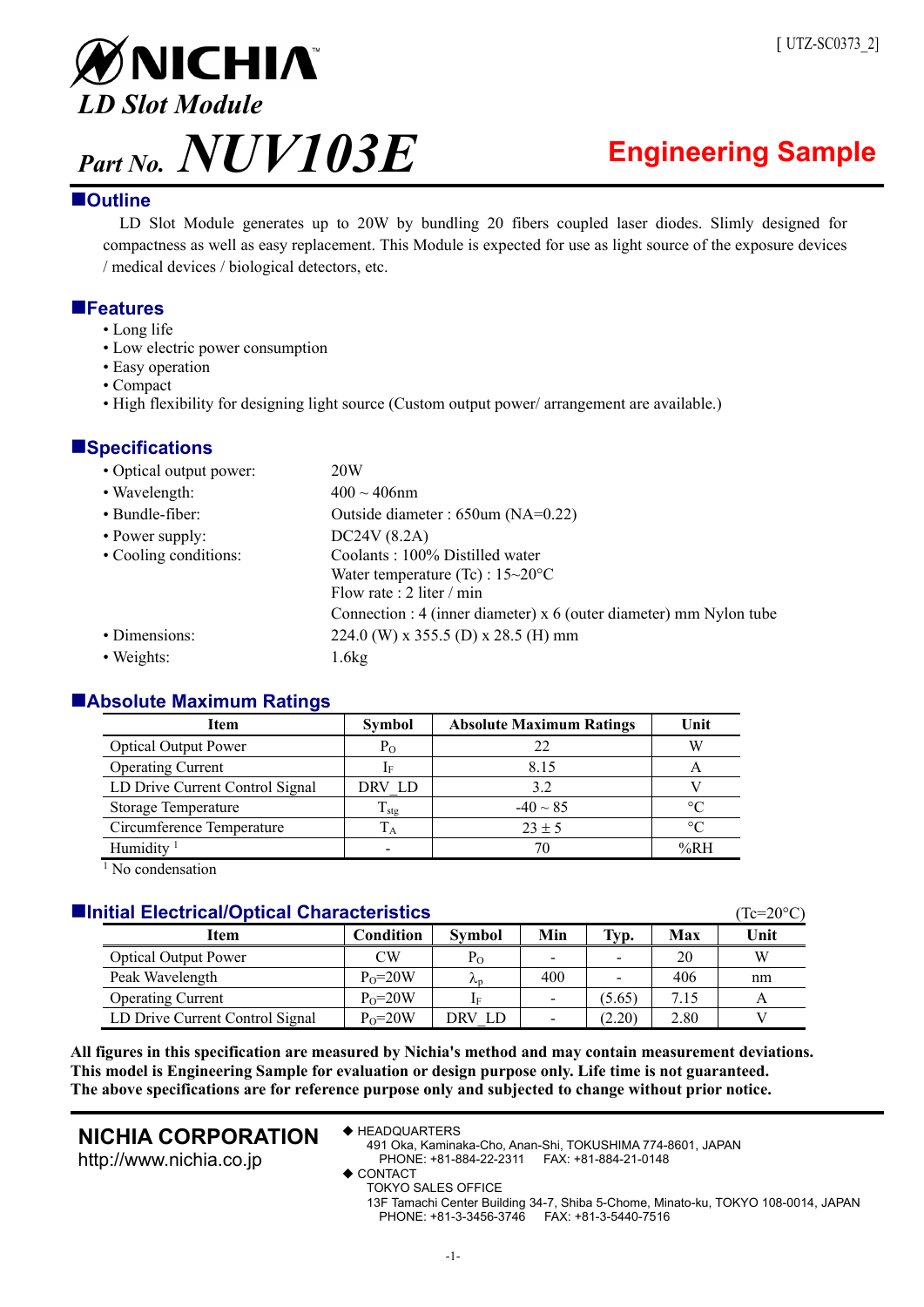[ UTZ-SC0373_2]

# NICHIA

## *LD Slot Module*

# *Part No.* *NUV103E*

**Engineering Sample**

## Outline

LD Slot Module generates up to 20W by bundling 20 fibers coupled laser diodes. Slimly designed for compactness as well as easy replacement. This Module is expected for use as light source of the exposure devices / medical devices / biological detectors, etc.

## Features

- Long life
- Low electric power consumption
- Easy operation
- Compact
- High flexibility for designing light source (Custom output power/ arrangement are available.)

## Specifications

- Optical output power: 20W
- Wavelength: 400 ~ 406nm
- Bundle-fiber: Outside diameter : 650um (NA=0.22)
- Power supply: DC24V (8.2A)
- Cooling conditions: Coolants : 100% Distilled water
  Water temperature (Tc) : 15~20°C
  Flow rate : 2 liter / min
  Connection : 4 (inner diameter) x 6 (outer diameter) mm Nylon tube
- Dimensions: 224.0 (W) x 355.5 (D) x 28.5 (H) mm
- Weights: 1.6kg

## Absolute Maximum Ratings

| Item | Symbol | Absolute Maximum Ratings | Unit |
|---|---|---|---|
| Optical Output Power | $P_O$ | 22 | W |
| Operating Current | $I_F$ | 8.15 | A |
| LD Drive Current Control Signal | DRV_LD | 3.2 | V |
| Storage Temperature | $T_{stg}$ | -40 ~ 85 | °C |
| Circumference Temperature | $T_A$ | 23 ± 5 | °C |
| Humidity [1] | - | 70 | %RH |

[1] No condensation

## Initial Electrical/Optical Characteristics

(Tc=20°C)

| Item | Condition | Symbol | Min | Typ. | Max | Unit |
|---|---|---|---|---|---|---|
| Optical Output Power | CW | $P_O$ | - | - | 20 | W |
| Peak Wavelength | $P_O$=20W | $\lambda_p$ | 400 | - | 406 | nm |
| Operating Current | $P_O$=20W | $I_F$ | - | (5.65) | 7.15 | A |
| LD Drive Current Control Signal | $P_O$=20W | DRV_LD | - | (2.20) | 2.80 | V |

**All figures in this specification are measured by Nichia's method and may contain measurement deviations.**
**This model is Engineering Sample for evaluation or design purpose only. Life time is not guaranteed.**
**The above specifications are for reference purpose only and subjected to change without prior notice.**

**NICHIA CORPORATION**
http://www.nichia.co.jp

◆ HEADQUARTERS
491 Oka, Kaminaka-Cho, Anan-Shi, TOKUSHIMA 774-8601, JAPAN
PHONE: +81-884-22-2311 FAX: +81-884-21-0148

◆ CONTACT
TOKYO SALES OFFICE
13F Tamachi Center Building 34-7, Shiba 5-Chome, Minato-ku, TOKYO 108-0014, JAPAN
PHONE: +81-3-3456-3746 FAX: +81-3-5440-7516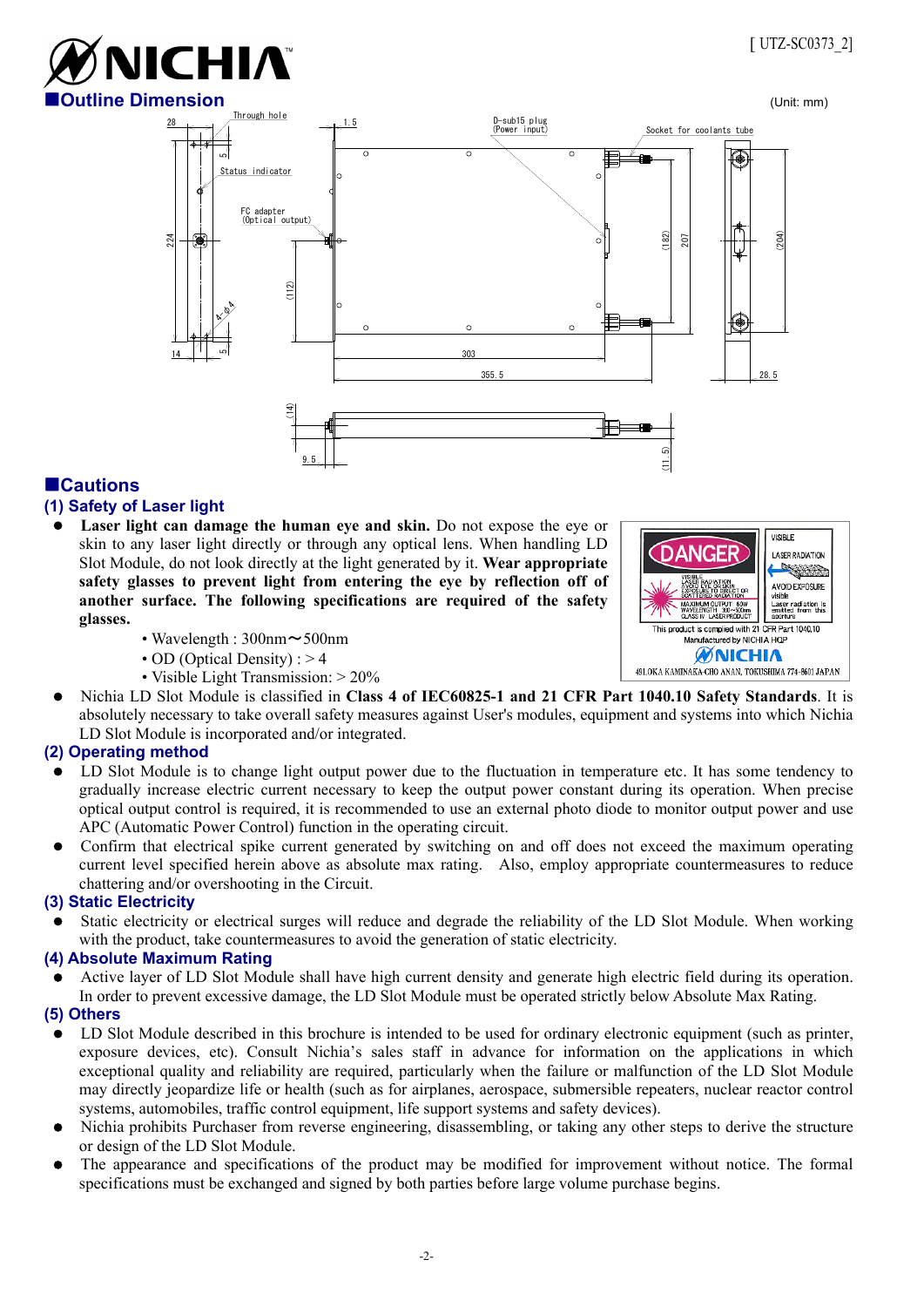[ UTZ-SC0373_2]

## ■Outline Dimension

(Unit: mm)

Through hole
Status indicator
FC adapter (Optical output)
D-sub15 plug (Power input)
Socket for coolants tube
28
1.5
5
224
(112)
4-φ4
14
5
303
355.5
(182)
207
(204)
28.5
(14)
9.5
(11.5)

## ■Cautions

### (1) Safety of Laser light

- **Laser light can damage the human eye and skin.** Do not expose the eye or skin to any laser light directly or through any optical lens. When handling LD Slot Module, do not look directly at the light generated by it. **Wear appropriate safety glasses to prevent light from entering the eye by reflection off of another surface. The following specifications are required of the safety glasses.**
  - Wavelength : 300nm～500nm
  - OD (Optical Density) : > 4
  - Visible Light Transmission: > 20%

DANGER
VISIBLE LASER RADIATION AVOID EYE OR SKIN EXPOSURE TO DIRECT OR SCATTERED RADIATION
MAXIMUM OUTPUT 60W WAVELENGTH 300～500nm CLASS IV LASER PRODUCT
VISIBLE LASER RADIATION
AVOID EXPOSURE visible Laser radiation is emitted from this aperture
This product is complied with 21 CFR Part 1040.10
Manufactured by NICHIA HQP
NICHIA
491 OKA KAMINAKA-CHO ANAN, TOKUSHIMA 774-8601 JAPAN

- Nichia LD Slot Module is classified in **Class 4 of IEC60825-1 and 21 CFR Part 1040.10 Safety Standards**. It is absolutely necessary to take overall safety measures against User's modules, equipment and systems into which Nichia LD Slot Module is incorporated and/or integrated.

### (2) Operating method

- LD Slot Module is to change light output power due to the fluctuation in temperature etc. It has some tendency to gradually increase electric current necessary to keep the output power constant during its operation. When precise optical output control is required, it is recommended to use an external photo diode to monitor output power and use APC (Automatic Power Control) function in the operating circuit.
- Confirm that electrical spike current generated by switching on and off does not exceed the maximum operating current level specified herein above as absolute max rating. Also, employ appropriate countermeasures to reduce chattering and/or overshooting in the Circuit.

### (3) Static Electricity

- Static electricity or electrical surges will reduce and degrade the reliability of the LD Slot Module. When working with the product, take countermeasures to avoid the generation of static electricity.

### (4) Absolute Maximum Rating

- Active layer of LD Slot Module shall have high current density and generate high electric field during its operation. In order to prevent excessive damage, the LD Slot Module must be operated strictly below Absolute Max Rating.

### (5) Others

- LD Slot Module described in this brochure is intended to be used for ordinary electronic equipment (such as printer, exposure devices, etc). Consult Nichia's sales staff in advance for information on the applications in which exceptional quality and reliability are required, particularly when the failure or malfunction of the LD Slot Module may directly jeopardize life or health (such as for airplanes, aerospace, submersible repeaters, nuclear reactor control systems, automobiles, traffic control equipment, life support systems and safety devices).
- Nichia prohibits Purchaser from reverse engineering, disassembling, or taking any other steps to derive the structure or design of the LD Slot Module.
- The appearance and specifications of the product may be modified for improvement without notice. The formal specifications must be exchanged and signed by both parties before large volume purchase begins.